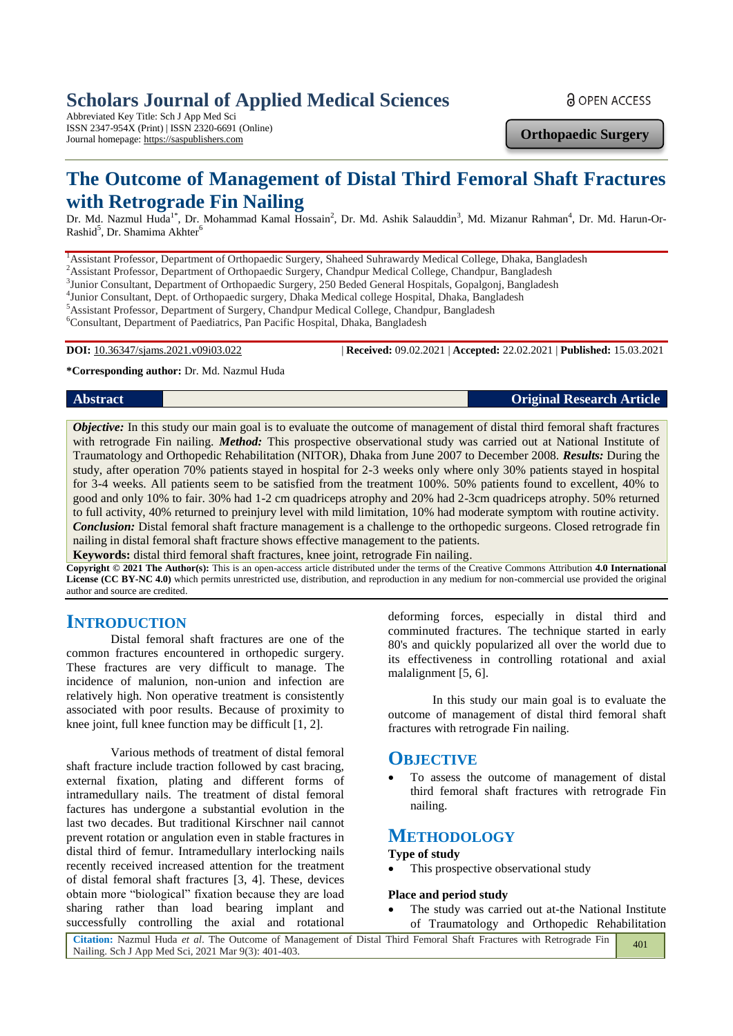# Scholars Journal of Applied Medical Sciences

Abbreviated Key Title: Sch J App Med Sci
ISSN 2347-954X (Print) | ISSN 2320-6691 (Online)
Journal homepage: https://saspublishers.com

OPEN ACCESS

**Orthopaedic Surgery**

# The Outcome of Management of Distal Third Femoral Shaft Fractures with Retrograde Fin Nailing

Dr. Md. Nazmul Huda[1*], Dr. Mohammad Kamal Hossain[2], Dr. Md. Ashik Salauddin[3], Md. Mizanur Rahman[4], Dr. Md. Harun-Or-Rashid[5], Dr. Shamima Akhter[6]

[1]Assistant Professor, Department of Orthopaedic Surgery, Shaheed Suhrawardy Medical College, Dhaka, Bangladesh
[2]Assistant Professor, Department of Orthopaedic Surgery, Chandpur Medical College, Chandpur, Bangladesh
[3]Junior Consultant, Department of Orthopaedic Surgery, 250 Beded General Hospitals, Gopalgonj, Bangladesh
[4]Junior Consultant, Dept. of Orthopaedic surgery, Dhaka Medical college Hospital, Dhaka, Bangladesh
[5]Assistant Professor, Department of Surgery, Chandpur Medical College, Chandpur, Bangladesh
[6]Consultant, Department of Paediatrics, Pan Pacific Hospital, Dhaka, Bangladesh

**DOI:** 10.36347/sjams.2021.v09i03.022 | **Received:** 09.02.2021 | **Accepted:** 22.02.2021 | **Published:** 15.03.2021

**\*Corresponding author:** Dr. Md. Nazmul Huda

**Abstract** | **Original Research Article**

***Objective:*** In this study our main goal is to evaluate the outcome of management of distal third femoral shaft fractures with retrograde Fin nailing. ***Method:*** This prospective observational study was carried out at National Institute of Traumatology and Orthopedic Rehabilitation (NITOR), Dhaka from June 2007 to December 2008. ***Results:*** During the study, after operation 70% patients stayed in hospital for 2-3 weeks only where only 30% patients stayed in hospital for 3-4 weeks. All patients seem to be satisfied from the treatment 100%. 50% patients found to excellent, 40% to good and only 10% to fair. 30% had 1-2 cm quadriceps atrophy and 20% had 2-3cm quadriceps atrophy. 50% returned to full activity, 40% returned to preinjury level with mild limitation, 10% had moderate symptom with routine activity. ***Conclusion:*** Distal femoral shaft fracture management is a challenge to the orthopedic surgeons. Closed retrograde fin nailing in distal femoral shaft fracture shows effective management to the patients.

**Keywords:** distal third femoral shaft fractures, knee joint, retrograde Fin nailing.

**Copyright © 2021 The Author(s):** This is an open-access article distributed under the terms of the Creative Commons Attribution **4.0 International License (CC BY-NC 4.0)** which permits unrestricted use, distribution, and reproduction in any medium for non-commercial use provided the original author and source are credited.

## INTRODUCTION

Distal femoral shaft fractures are one of the common fractures encountered in orthopedic surgery. These fractures are very difficult to manage. The incidence of malunion, non-union and infection are relatively high. Non operative treatment is consistently associated with poor results. Because of proximity to knee joint, full knee function may be difficult [1, 2].

Various methods of treatment of distal femoral shaft fracture include traction followed by cast bracing, external fixation, plating and different forms of intramedullary nails. The treatment of distal femoral factures has undergone a substantial evolution in the last two decades. But traditional Kirschner nail cannot prevent rotation or angulation even in stable fractures in distal third of femur. Intramedullary interlocking nails recently received increased attention for the treatment of distal femoral shaft fractures [3, 4]. These, devices obtain more "biological" fixation because they are load sharing rather than load bearing implant and successfully controlling the axial and rotational deforming forces, especially in distal third and comminuted fractures. The technique started in early 80's and quickly popularized all over the world due to its effectiveness in controlling rotational and axial malalignment [5, 6].

In this study our main goal is to evaluate the outcome of management of distal third femoral shaft fractures with retrograde Fin nailing.

## OBJECTIVE

- To assess the outcome of management of distal third femoral shaft fractures with retrograde Fin nailing.

## METHODOLOGY

### Type of study

- This prospective observational study

### Place and period study

- The study was carried out at-the National Institute of Traumatology and Orthopedic Rehabilitation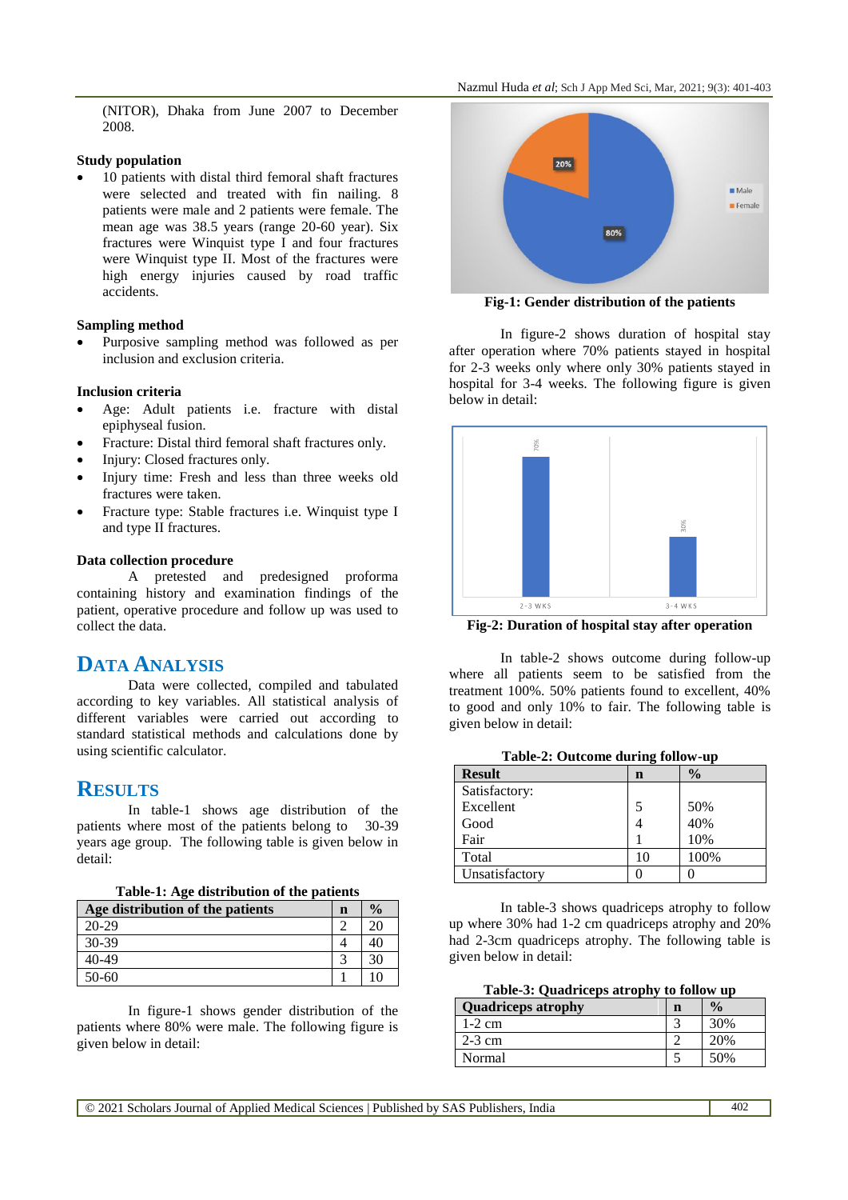(NITOR), Dhaka from June 2007 to December 2008.

**Study population**

- 10 patients with distal third femoral shaft fractures were selected and treated with fin nailing. 8 patients were male and 2 patients were female. The mean age was 38.5 years (range 20-60 year). Six fractures were Winquist type I and four fractures were Winquist type II. Most of the fractures were high energy injuries caused by road traffic accidents.

**Sampling method**

- Purposive sampling method was followed as per inclusion and exclusion criteria.

**Inclusion criteria**

- Age: Adult patients i.e. fracture with distal epiphyseal fusion.
- Fracture: Distal third femoral shaft fractures only.
- Injury: Closed fractures only.
- Injury time: Fresh and less than three weeks old fractures were taken.
- Fracture type: Stable fractures i.e. Winquist type I and type II fractures.

**Data collection procedure**

A pretested and predesigned proforma containing history and examination findings of the patient, operative procedure and follow up was used to collect the data.

## DATA ANALYSIS

Data were collected, compiled and tabulated according to key variables. All statistical analysis of different variables were carried out according to standard statistical methods and calculations done by using scientific calculator.

## RESULTS

In table-1 shows age distribution of the patients where most of the patients belong to 30-39 years age group. The following table is given below in detail:

**Table-1: Age distribution of the patients**

| Age distribution of the patients | n | % |
|---|---|---|
| 20-29 | 2 | 20 |
| 30-39 | 4 | 40 |
| 40-49 | 3 | 30 |
| 50-60 | 1 | 10 |

In figure-1 shows gender distribution of the patients where 80% were male. The following figure is given below in detail:

**Fig-1: Gender distribution of the patients**

In figure-2 shows duration of hospital stay after operation where 70% patients stayed in hospital for 2-3 weeks only where only 30% patients stayed in hospital for 3-4 weeks. The following figure is given below in detail:

**Fig-2: Duration of hospital stay after operation**

In table-2 shows outcome during follow-up where all patients seem to be satisfied from the treatment 100%. 50% patients found to excellent, 40% to good and only 10% to fair. The following table is given below in detail:

**Table-2: Outcome during follow-up**

| Result | n | % |
|---|---|---|
| Satisfactory: | | |
| Excellent | 5 | 50% |
| Good | 4 | 40% |
| Fair | 1 | 10% |
| Total | 10 | 100% |
| Unsatisfactory | 0 | 0 |

In table-3 shows quadriceps atrophy to follow up where 30% had 1-2 cm quadriceps atrophy and 20% had 2-3cm quadriceps atrophy. The following table is given below in detail:

**Table-3: Quadriceps atrophy to follow up**

| Quadriceps atrophy | n | % |
|---|---|---|
| 1-2 cm | 3 | 30% |
| 2-3 cm | 2 | 20% |
| Normal | 5 | 50% |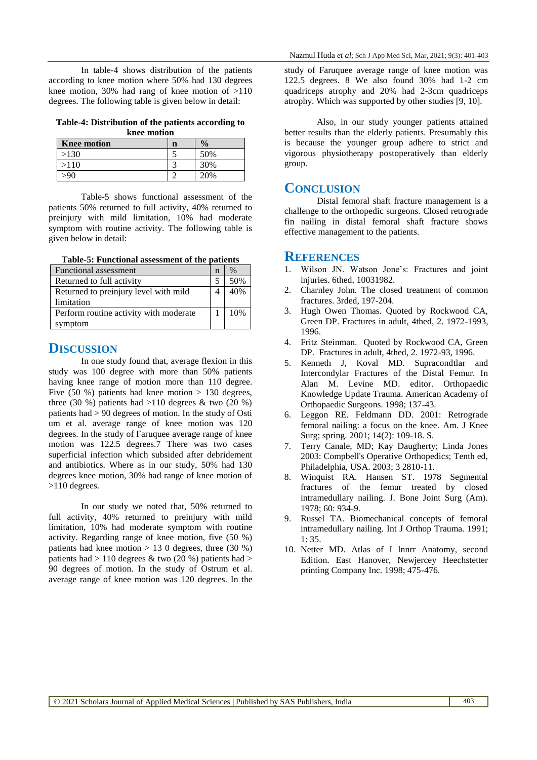In table-4 shows distribution of the patients according to knee motion where 50% had 130 degrees knee motion, 30% had rang of knee motion of >110 degrees. The following table is given below in detail:

**Table-4: Distribution of the patients according to knee motion**

| Knee motion | n | % |
|---|---|---|
| >130 | 5 | 50% |
| >110 | 3 | 30% |
| >90 | 2 | 20% |

Table-5 shows functional assessment of the patients 50% returned to full activity, 40% returned to preinjury with mild limitation, 10% had moderate symptom with routine activity. The following table is given below in detail:

**Table-5: Functional assessment of the patients**

| Functional assessment | n | % |
|---|---|---|
| Returned to full activity | 5 | 50% |
| Returned to preinjury level with mild limitation | 4 | 40% |
| Perform routine activity with moderate symptom | 1 | 10% |

## DISCUSSION

In one study found that, average flexion in this study was 100 degree with more than 50% patients having knee range of motion more than 110 degree. Five (50 %) patients had knee motion > 130 degrees, three (30 %) patients had >110 degrees & two (20 %) patients had > 90 degrees of motion. In the study of Osti um et al. average range of knee motion was 120 degrees. In the study of Faruquee average range of knee motion was 122.5 degrees.7 There was two cases superficial infection which subsided after debridement and antibiotics. Where as in our study, 50% had 130 degrees knee motion, 30% had range of knee motion of >110 degrees.

In our study we noted that, 50% returned to full activity, 40% returned to preinjury with mild limitation, 10% had moderate symptom with routine activity. Regarding range of knee motion, five (50 %) patients had knee motion > 13 0 degrees, three (30 %) patients had > 110 degrees & two (20 %) patients had > 90 degrees of motion. In the study of Ostrum et al. average range of knee motion was 120 degrees. In the study of Faruquee average range of knee motion was 122.5 degrees. 8 We also found 30% had 1-2 cm quadriceps atrophy and 20% had 2-3cm quadriceps atrophy. Which was supported by other studies [9, 10].

Also, in our study younger patients attained better results than the elderly patients. Presumably this is because the younger group adhere to strict and vigorous physiotherapy postoperatively than elderly group.

## CONCLUSION

Distal femoral shaft fracture management is a challenge to the orthopedic surgeons. Closed retrograde fin nailing in distal femoral shaft fracture shows effective management to the patients.

## REFERENCES

1. Wilson JN. Watson Jone's: Fractures and joint injuries. 6thed, 10031982.
2. Charnley John. The closed treatment of common fractures. 3rded, 197-204.
3. Hugh Owen Thomas. Quoted by Rockwood CA, Green DP. Fractures in adult, 4thed, 2. 1972-1993, 1996.
4. Fritz Steinman. Quoted by Rockwood CA, Green DP. Fractures in adult, 4thed, 2. 1972-93, 1996.
5. Kenneth J, Koval MD. Supracondtlar and Intercondylar Fractures of the Distal Femur. In Alan M. Levine MD. editor. Orthopaedic Knowledge Update Trauma. American Academy of Orthopaedic Surgeons. 1998; 137-43.
6. Leggon RE. Feldmann DD. 2001: Retrograde femoral nailing: a focus on the knee. Am. J Knee Surg; spring. 2001; 14(2): 109-18. S.
7. Terry Canale, MD; Kay Daugherty; Linda Jones 2003: Compbell's Operative Orthopedics; Tenth ed, Philadelphia, USA. 2003; 3 2810-11.
8. Winquist RA. Hansen ST. 1978 Segmental fractures of the femur treated by closed intramedullary nailing. J. Bone Joint Surg (Am). 1978; 60: 934-9.
9. Russel TA. Biomechanical concepts of femoral intramedullary nailing. Int J Orthop Trauma. 1991; 1: 35.
10. Netter MD. Atlas of I lnnrr Anatomy, second Edition. East Hanover, Newjercey Heechstetter printing Company Inc. 1998; 475-476.